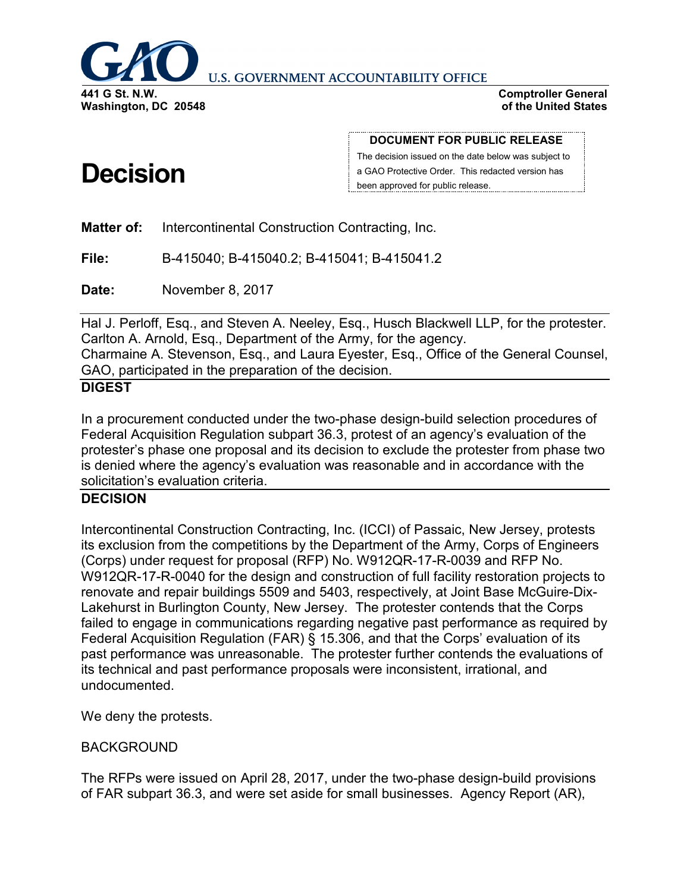**U.S. GOVERNMENT ACCOUNTABILITY OFFICE**

**441 G St. N.W.**
**Washington, DC 20548**

**Comptroller General**
**of the United States**

**DOCUMENT FOR PUBLIC RELEASE**

The decision issued on the date below was subject to a GAO Protective Order. This redacted version has been approved for public release.

# Decision

**Matter of:** Intercontinental Construction Contracting, Inc.

**File:** B-415040; B-415040.2; B-415041; B-415041.2

**Date:** November 8, 2017

Hal J. Perloff, Esq., and Steven A. Neeley, Esq., Husch Blackwell LLP, for the protester.
Carlton A. Arnold, Esq., Department of the Army, for the agency.
Charmaine A. Stevenson, Esq., and Laura Eyester, Esq., Office of the General Counsel, GAO, participated in the preparation of the decision.

## DIGEST

In a procurement conducted under the two-phase design-build selection procedures of Federal Acquisition Regulation subpart 36.3, protest of an agency's evaluation of the protester's phase one proposal and its decision to exclude the protester from phase two is denied where the agency's evaluation was reasonable and in accordance with the solicitation's evaluation criteria.

## DECISION

Intercontinental Construction Contracting, Inc. (ICCI) of Passaic, New Jersey, protests its exclusion from the competitions by the Department of the Army, Corps of Engineers (Corps) under request for proposal (RFP) No. W912QR-17-R-0039 and RFP No. W912QR-17-R-0040 for the design and construction of full facility restoration projects to renovate and repair buildings 5509 and 5403, respectively, at Joint Base McGuire-Dix-Lakehurst in Burlington County, New Jersey. The protester contends that the Corps failed to engage in communications regarding negative past performance as required by Federal Acquisition Regulation (FAR) § 15.306, and that the Corps' evaluation of its past performance was unreasonable. The protester further contends the evaluations of its technical and past performance proposals were inconsistent, irrational, and undocumented.

We deny the protests.

BACKGROUND

The RFPs were issued on April 28, 2017, under the two-phase design-build provisions of FAR subpart 36.3, and were set aside for small businesses. Agency Report (AR),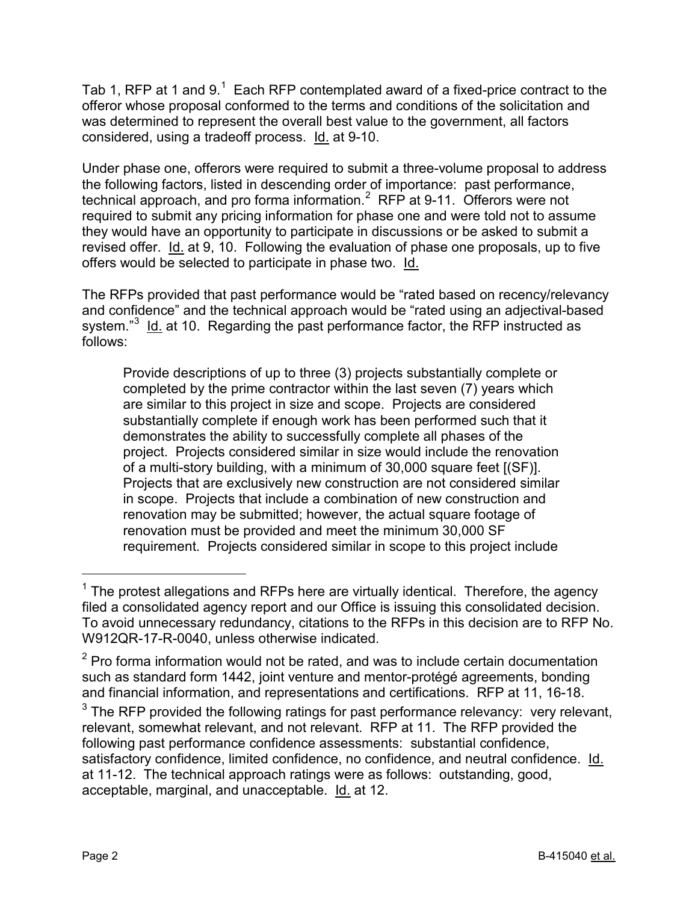Tab 1, RFP at 1 and 9.[1] Each RFP contemplated award of a fixed-price contract to the offeror whose proposal conformed to the terms and conditions of the solicitation and was determined to represent the overall best value to the government, all factors considered, using a tradeoff process. Id. at 9-10.

Under phase one, offerors were required to submit a three-volume proposal to address the following factors, listed in descending order of importance: past performance, technical approach, and pro forma information.[2] RFP at 9-11. Offerors were not required to submit any pricing information for phase one and were told not to assume they would have an opportunity to participate in discussions or be asked to submit a revised offer. Id. at 9, 10. Following the evaluation of phase one proposals, up to five offers would be selected to participate in phase two. Id.

The RFPs provided that past performance would be "rated based on recency/relevancy and confidence" and the technical approach would be "rated using an adjectival-based system."[3] Id. at 10. Regarding the past performance factor, the RFP instructed as follows:

> Provide descriptions of up to three (3) projects substantially complete or completed by the prime contractor within the last seven (7) years which are similar to this project in size and scope. Projects are considered substantially complete if enough work has been performed such that it demonstrates the ability to successfully complete all phases of the project. Projects considered similar in size would include the renovation of a multi-story building, with a minimum of 30,000 square feet [(SF)]. Projects that are exclusively new construction are not considered similar in scope. Projects that include a combination of new construction and renovation may be submitted; however, the actual square footage of renovation must be provided and meet the minimum 30,000 SF requirement. Projects considered similar in scope to this project include

---

[1] The protest allegations and RFPs here are virtually identical. Therefore, the agency filed a consolidated agency report and our Office is issuing this consolidated decision. To avoid unnecessary redundancy, citations to the RFPs in this decision are to RFP No. W912QR-17-R-0040, unless otherwise indicated.

[2] Pro forma information would not be rated, and was to include certain documentation such as standard form 1442, joint venture and mentor-protégé agreements, bonding and financial information, and representations and certifications. RFP at 11, 16-18.

[3] The RFP provided the following ratings for past performance relevancy: very relevant, relevant, somewhat relevant, and not relevant. RFP at 11. The RFP provided the following past performance confidence assessments: substantial confidence, satisfactory confidence, limited confidence, no confidence, and neutral confidence. Id. at 11-12. The technical approach ratings were as follows: outstanding, good, acceptable, marginal, and unacceptable. Id. at 12.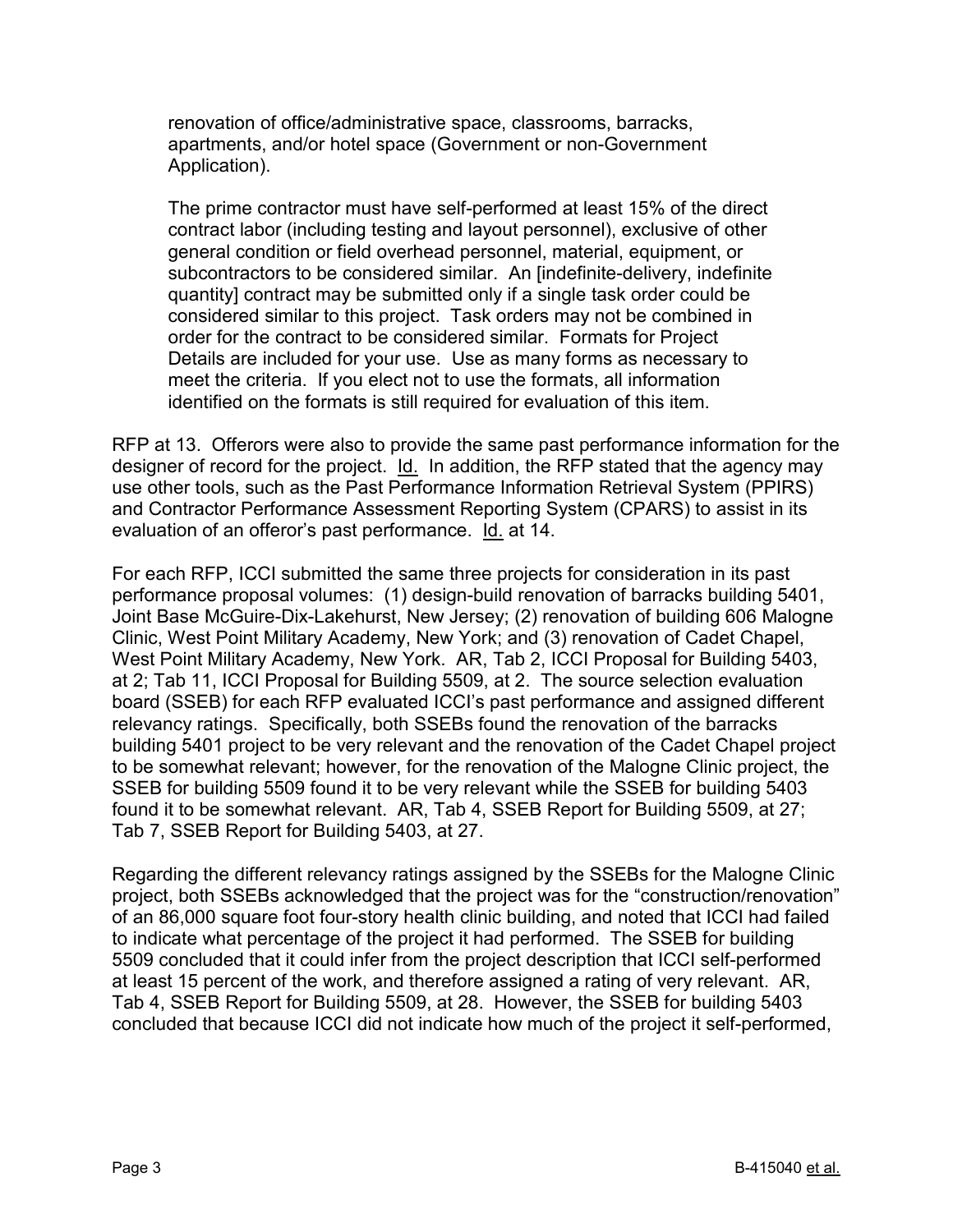> renovation of office/administrative space, classrooms, barracks, apartments, and/or hotel space (Government or non-Government Application).
>
> The prime contractor must have self-performed at least 15% of the direct contract labor (including testing and layout personnel), exclusive of other general condition or field overhead personnel, material, equipment, or subcontractors to be considered similar. An [indefinite-delivery, indefinite quantity] contract may be submitted only if a single task order could be considered similar to this project. Task orders may not be combined in order for the contract to be considered similar. Formats for Project Details are included for your use. Use as many forms as necessary to meet the criteria. If you elect not to use the formats, all information identified on the formats is still required for evaluation of this item.

RFP at 13. Offerors were also to provide the same past performance information for the designer of record for the project. Id. In addition, the RFP stated that the agency may use other tools, such as the Past Performance Information Retrieval System (PPIRS) and Contractor Performance Assessment Reporting System (CPARS) to assist in its evaluation of an offeror's past performance. Id. at 14.

For each RFP, ICCI submitted the same three projects for consideration in its past performance proposal volumes: (1) design-build renovation of barracks building 5401, Joint Base McGuire-Dix-Lakehurst, New Jersey; (2) renovation of building 606 Malogne Clinic, West Point Military Academy, New York; and (3) renovation of Cadet Chapel, West Point Military Academy, New York. AR, Tab 2, ICCI Proposal for Building 5403, at 2; Tab 11, ICCI Proposal for Building 5509, at 2. The source selection evaluation board (SSEB) for each RFP evaluated ICCI's past performance and assigned different relevancy ratings. Specifically, both SSEBs found the renovation of the barracks building 5401 project to be very relevant and the renovation of the Cadet Chapel project to be somewhat relevant; however, for the renovation of the Malogne Clinic project, the SSEB for building 5509 found it to be very relevant while the SSEB for building 5403 found it to be somewhat relevant. AR, Tab 4, SSEB Report for Building 5509, at 27; Tab 7, SSEB Report for Building 5403, at 27.

Regarding the different relevancy ratings assigned by the SSEBs for the Malogne Clinic project, both SSEBs acknowledged that the project was for the "construction/renovation" of an 86,000 square foot four-story health clinic building, and noted that ICCI had failed to indicate what percentage of the project it had performed. The SSEB for building 5509 concluded that it could infer from the project description that ICCI self-performed at least 15 percent of the work, and therefore assigned a rating of very relevant. AR, Tab 4, SSEB Report for Building 5509, at 28. However, the SSEB for building 5403 concluded that because ICCI did not indicate how much of the project it self-performed,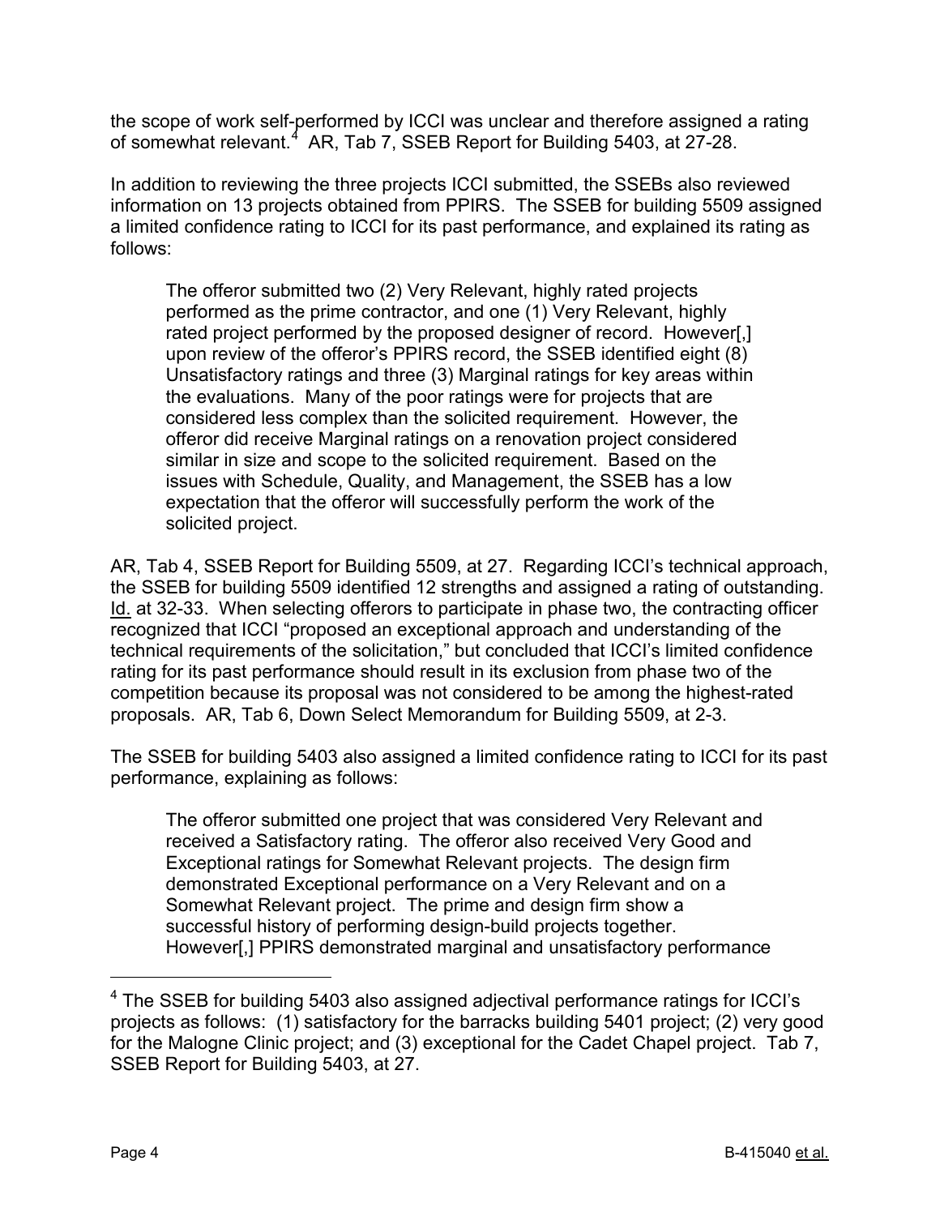the scope of work self-performed by ICCI was unclear and therefore assigned a rating of somewhat relevant.[4] AR, Tab 7, SSEB Report for Building 5403, at 27-28.

In addition to reviewing the three projects ICCI submitted, the SSEBs also reviewed information on 13 projects obtained from PPIRS. The SSEB for building 5509 assigned a limited confidence rating to ICCI for its past performance, and explained its rating as follows:

> The offeror submitted two (2) Very Relevant, highly rated projects performed as the prime contractor, and one (1) Very Relevant, highly rated project performed by the proposed designer of record. However[,] upon review of the offeror's PPIRS record, the SSEB identified eight (8) Unsatisfactory ratings and three (3) Marginal ratings for key areas within the evaluations. Many of the poor ratings were for projects that are considered less complex than the solicited requirement. However, the offeror did receive Marginal ratings on a renovation project considered similar in size and scope to the solicited requirement. Based on the issues with Schedule, Quality, and Management, the SSEB has a low expectation that the offeror will successfully perform the work of the solicited project.

AR, Tab 4, SSEB Report for Building 5509, at 27. Regarding ICCI's technical approach, the SSEB for building 5509 identified 12 strengths and assigned a rating of outstanding. Id. at 32-33. When selecting offerors to participate in phase two, the contracting officer recognized that ICCI "proposed an exceptional approach and understanding of the technical requirements of the solicitation," but concluded that ICCI's limited confidence rating for its past performance should result in its exclusion from phase two of the competition because its proposal was not considered to be among the highest-rated proposals. AR, Tab 6, Down Select Memorandum for Building 5509, at 2-3.

The SSEB for building 5403 also assigned a limited confidence rating to ICCI for its past performance, explaining as follows:

> The offeror submitted one project that was considered Very Relevant and received a Satisfactory rating. The offeror also received Very Good and Exceptional ratings for Somewhat Relevant projects. The design firm demonstrated Exceptional performance on a Very Relevant and on a Somewhat Relevant project. The prime and design firm show a successful history of performing design-build projects together. However[,] PPIRS demonstrated marginal and unsatisfactory performance

---

[4] The SSEB for building 5403 also assigned adjectival performance ratings for ICCI's projects as follows: (1) satisfactory for the barracks building 5401 project; (2) very good for the Malogne Clinic project; and (3) exceptional for the Cadet Chapel project. Tab 7, SSEB Report for Building 5403, at 27.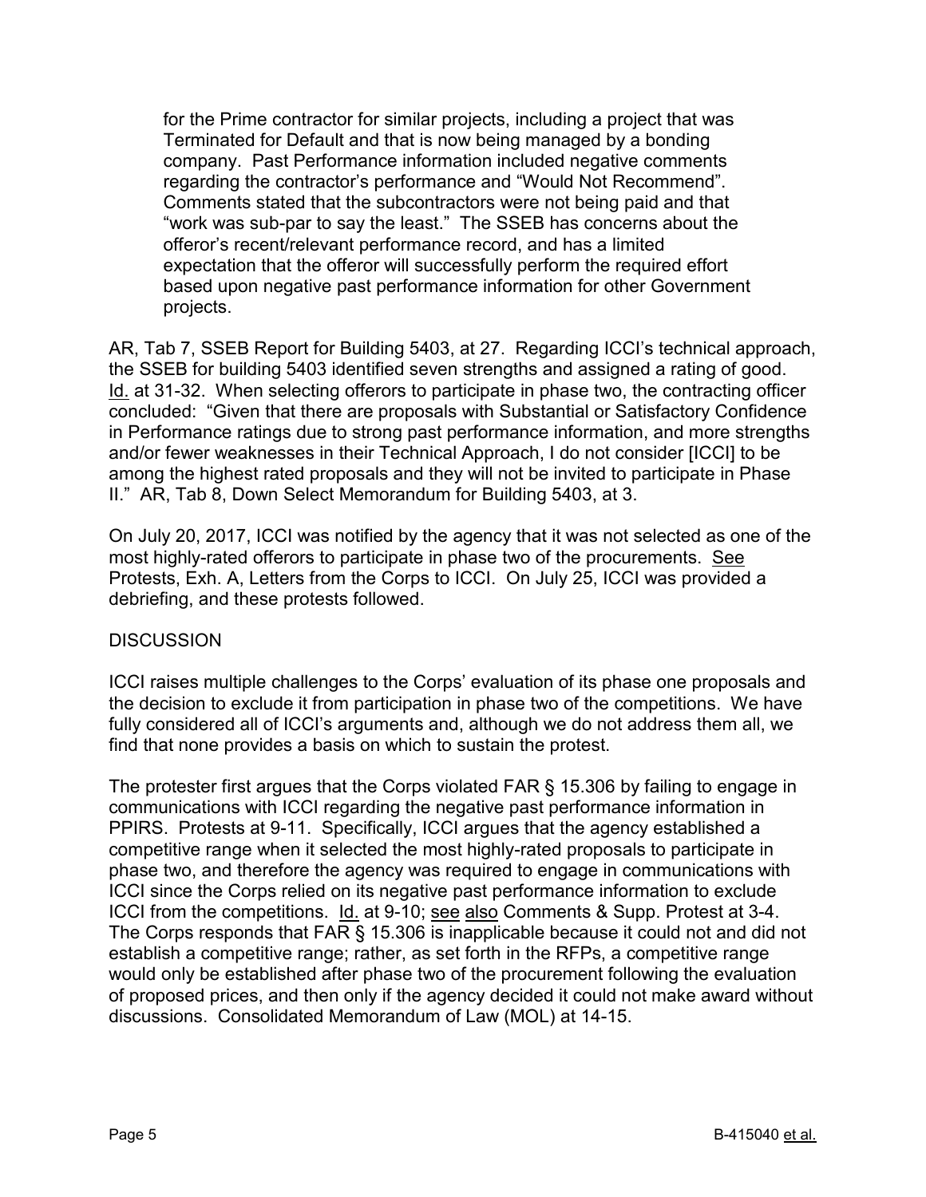> for the Prime contractor for similar projects, including a project that was Terminated for Default and that is now being managed by a bonding company. Past Performance information included negative comments regarding the contractor's performance and "Would Not Recommend". Comments stated that the subcontractors were not being paid and that "work was sub-par to say the least." The SSEB has concerns about the offeror's recent/relevant performance record, and has a limited expectation that the offeror will successfully perform the required effort based upon negative past performance information for other Government projects.

AR, Tab 7, SSEB Report for Building 5403, at 27. Regarding ICCI's technical approach, the SSEB for building 5403 identified seven strengths and assigned a rating of good. Id. at 31-32. When selecting offerors to participate in phase two, the contracting officer concluded: "Given that there are proposals with Substantial or Satisfactory Confidence in Performance ratings due to strong past performance information, and more strengths and/or fewer weaknesses in their Technical Approach, I do not consider [ICCI] to be among the highest rated proposals and they will not be invited to participate in Phase II." AR, Tab 8, Down Select Memorandum for Building 5403, at 3.

On July 20, 2017, ICCI was notified by the agency that it was not selected as one of the most highly-rated offerors to participate in phase two of the procurements. See Protests, Exh. A, Letters from the Corps to ICCI. On July 25, ICCI was provided a debriefing, and these protests followed.

## DISCUSSION

ICCI raises multiple challenges to the Corps' evaluation of its phase one proposals and the decision to exclude it from participation in phase two of the competitions. We have fully considered all of ICCI's arguments and, although we do not address them all, we find that none provides a basis on which to sustain the protest.

The protester first argues that the Corps violated FAR § 15.306 by failing to engage in communications with ICCI regarding the negative past performance information in PPIRS. Protests at 9-11. Specifically, ICCI argues that the agency established a competitive range when it selected the most highly-rated proposals to participate in phase two, and therefore the agency was required to engage in communications with ICCI since the Corps relied on its negative past performance information to exclude ICCI from the competitions. Id. at 9-10; see also Comments & Supp. Protest at 3-4. The Corps responds that FAR § 15.306 is inapplicable because it could not and did not establish a competitive range; rather, as set forth in the RFPs, a competitive range would only be established after phase two of the procurement following the evaluation of proposed prices, and then only if the agency decided it could not make award without discussions. Consolidated Memorandum of Law (MOL) at 14-15.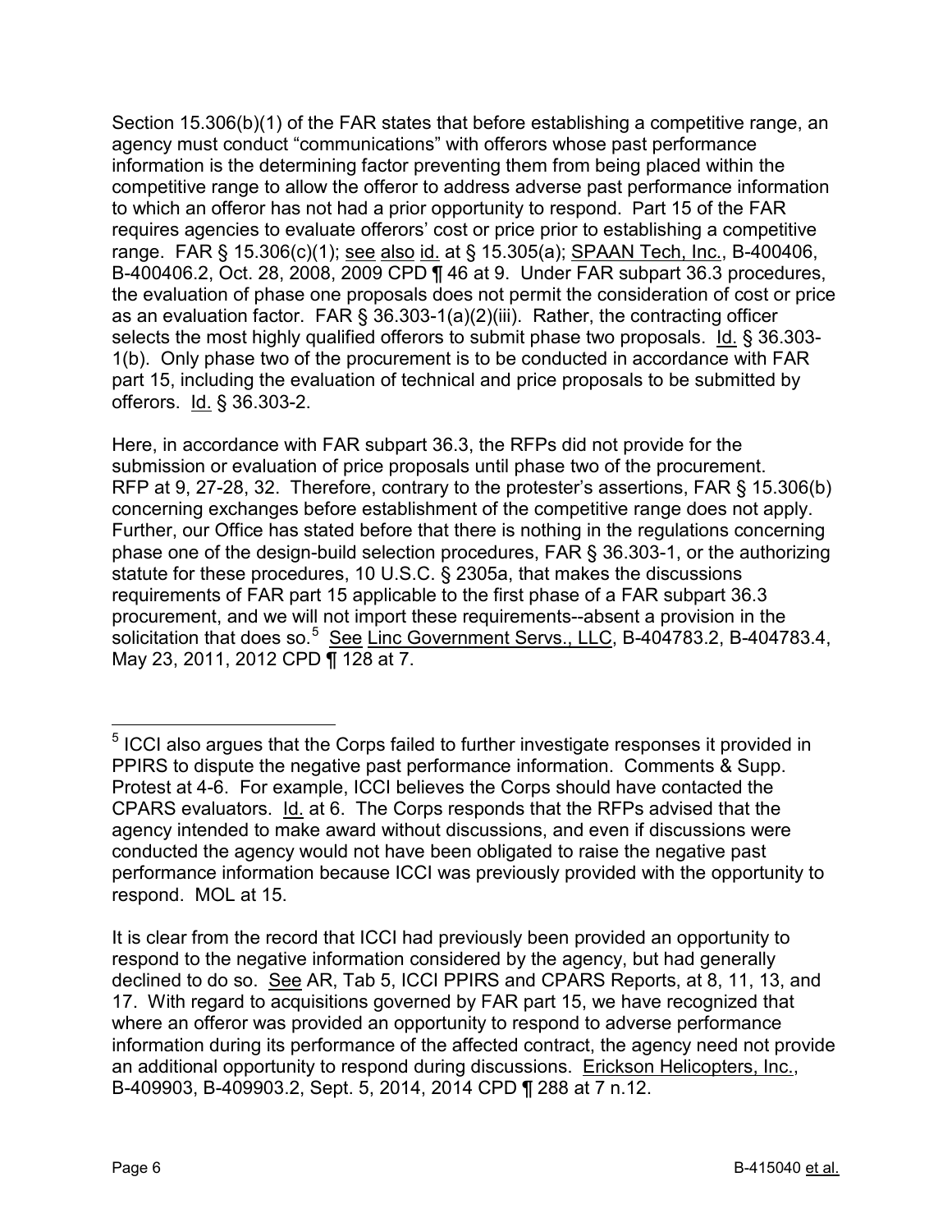Section 15.306(b)(1) of the FAR states that before establishing a competitive range, an agency must conduct "communications" with offerors whose past performance information is the determining factor preventing them from being placed within the competitive range to allow the offeror to address adverse past performance information to which an offeror has not had a prior opportunity to respond. Part 15 of the FAR requires agencies to evaluate offerors' cost or price prior to establishing a competitive range. FAR § 15.306(c)(1); see also id. at § 15.305(a); SPAAN Tech, Inc., B-400406, B-400406.2, Oct. 28, 2008, 2009 CPD ¶ 46 at 9. Under FAR subpart 36.3 procedures, the evaluation of phase one proposals does not permit the consideration of cost or price as an evaluation factor. FAR § 36.303-1(a)(2)(iii). Rather, the contracting officer selects the most highly qualified offerors to submit phase two proposals. Id. § 36.303-1(b). Only phase two of the procurement is to be conducted in accordance with FAR part 15, including the evaluation of technical and price proposals to be submitted by offerors. Id. § 36.303-2.

Here, in accordance with FAR subpart 36.3, the RFPs did not provide for the submission or evaluation of price proposals until phase two of the procurement. RFP at 9, 27-28, 32. Therefore, contrary to the protester's assertions, FAR § 15.306(b) concerning exchanges before establishment of the competitive range does not apply. Further, our Office has stated before that there is nothing in the regulations concerning phase one of the design-build selection procedures, FAR § 36.303-1, or the authorizing statute for these procedures, 10 U.S.C. § 2305a, that makes the discussions requirements of FAR part 15 applicable to the first phase of a FAR subpart 36.3 procurement, and we will not import these requirements--absent a provision in the solicitation that does so.[5] See Linc Government Servs., LLC, B-404783.2, B-404783.4, May 23, 2011, 2012 CPD ¶ 128 at 7.

---

[5] ICCI also argues that the Corps failed to further investigate responses it provided in PPIRS to dispute the negative past performance information. Comments & Supp. Protest at 4-6. For example, ICCI believes the Corps should have contacted the CPARS evaluators. Id. at 6. The Corps responds that the RFPs advised that the agency intended to make award without discussions, and even if discussions were conducted the agency would not have been obligated to raise the negative past performance information because ICCI was previously provided with the opportunity to respond. MOL at 15.

It is clear from the record that ICCI had previously been provided an opportunity to respond to the negative information considered by the agency, but had generally declined to do so. See AR, Tab 5, ICCI PPIRS and CPARS Reports, at 8, 11, 13, and 17. With regard to acquisitions governed by FAR part 15, we have recognized that where an offeror was provided an opportunity to respond to adverse performance information during its performance of the affected contract, the agency need not provide an additional opportunity to respond during discussions. Erickson Helicopters, Inc., B-409903, B-409903.2, Sept. 5, 2014, 2014 CPD ¶ 288 at 7 n.12.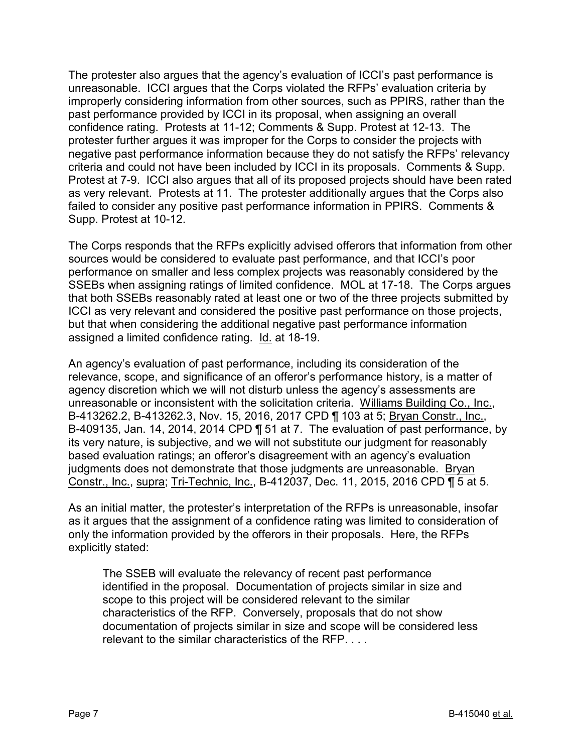The protester also argues that the agency's evaluation of ICCI's past performance is unreasonable. ICCI argues that the Corps violated the RFPs' evaluation criteria by improperly considering information from other sources, such as PPIRS, rather than the past performance provided by ICCI in its proposal, when assigning an overall confidence rating. Protests at 11-12; Comments & Supp. Protest at 12-13. The protester further argues it was improper for the Corps to consider the projects with negative past performance information because they do not satisfy the RFPs' relevancy criteria and could not have been included by ICCI in its proposals. Comments & Supp. Protest at 7-9. ICCI also argues that all of its proposed projects should have been rated as very relevant. Protests at 11. The protester additionally argues that the Corps also failed to consider any positive past performance information in PPIRS. Comments & Supp. Protest at 10-12.

The Corps responds that the RFPs explicitly advised offerors that information from other sources would be considered to evaluate past performance, and that ICCI's poor performance on smaller and less complex projects was reasonably considered by the SSEBs when assigning ratings of limited confidence. MOL at 17-18. The Corps argues that both SSEBs reasonably rated at least one or two of the three projects submitted by ICCI as very relevant and considered the positive past performance on those projects, but that when considering the additional negative past performance information assigned a limited confidence rating. Id. at 18-19.

An agency's evaluation of past performance, including its consideration of the relevance, scope, and significance of an offeror's performance history, is a matter of agency discretion which we will not disturb unless the agency's assessments are unreasonable or inconsistent with the solicitation criteria. Williams Building Co., Inc., B-413262.2, B-413262.3, Nov. 15, 2016, 2017 CPD ¶ 103 at 5; Bryan Constr., Inc., B-409135, Jan. 14, 2014, 2014 CPD ¶ 51 at 7. The evaluation of past performance, by its very nature, is subjective, and we will not substitute our judgment for reasonably based evaluation ratings; an offeror's disagreement with an agency's evaluation judgments does not demonstrate that those judgments are unreasonable. Bryan Constr., Inc., supra; Tri-Technic, Inc., B-412037, Dec. 11, 2015, 2016 CPD ¶ 5 at 5.

As an initial matter, the protester's interpretation of the RFPs is unreasonable, insofar as it argues that the assignment of a confidence rating was limited to consideration of only the information provided by the offerors in their proposals. Here, the RFPs explicitly stated:

> The SSEB will evaluate the relevancy of recent past performance identified in the proposal. Documentation of projects similar in size and scope to this project will be considered relevant to the similar characteristics of the RFP. Conversely, proposals that do not show documentation of projects similar in size and scope will be considered less relevant to the similar characteristics of the RFP. . . .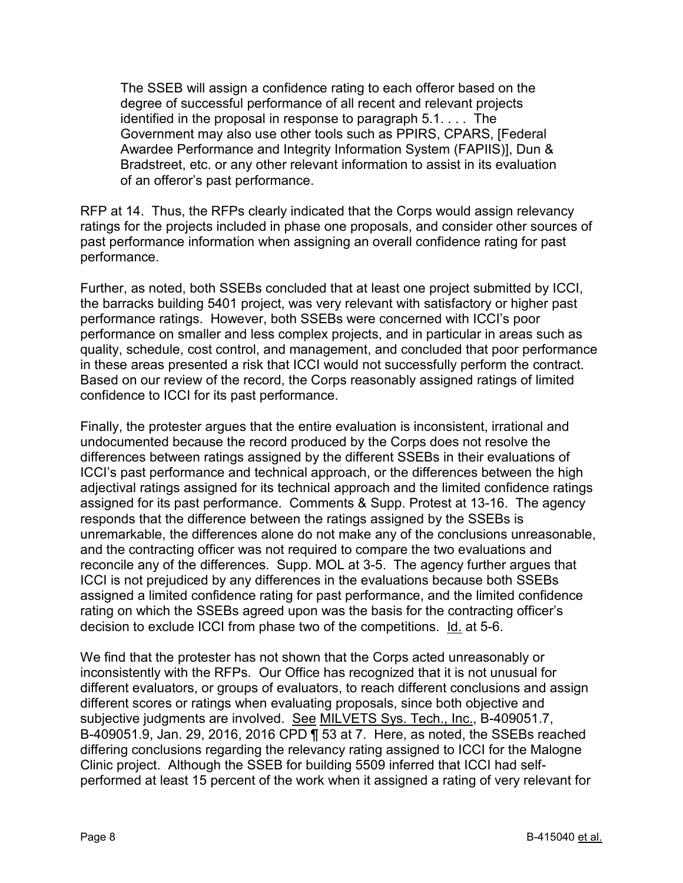> The SSEB will assign a confidence rating to each offeror based on the degree of successful performance of all recent and relevant projects identified in the proposal in response to paragraph 5.1. . . . The Government may also use other tools such as PPIRS, CPARS, [Federal Awardee Performance and Integrity Information System (FAPIIS)], Dun & Bradstreet, etc. or any other relevant information to assist in its evaluation of an offeror's past performance.

RFP at 14. Thus, the RFPs clearly indicated that the Corps would assign relevancy ratings for the projects included in phase one proposals, and consider other sources of past performance information when assigning an overall confidence rating for past performance.

Further, as noted, both SSEBs concluded that at least one project submitted by ICCI, the barracks building 5401 project, was very relevant with satisfactory or higher past performance ratings. However, both SSEBs were concerned with ICCI's poor performance on smaller and less complex projects, and in particular in areas such as quality, schedule, cost control, and management, and concluded that poor performance in these areas presented a risk that ICCI would not successfully perform the contract. Based on our review of the record, the Corps reasonably assigned ratings of limited confidence to ICCI for its past performance.

Finally, the protester argues that the entire evaluation is inconsistent, irrational and undocumented because the record produced by the Corps does not resolve the differences between ratings assigned by the different SSEBs in their evaluations of ICCI's past performance and technical approach, or the differences between the high adjectival ratings assigned for its technical approach and the limited confidence ratings assigned for its past performance. Comments & Supp. Protest at 13-16. The agency responds that the difference between the ratings assigned by the SSEBs is unremarkable, the differences alone do not make any of the conclusions unreasonable, and the contracting officer was not required to compare the two evaluations and reconcile any of the differences. Supp. MOL at 3-5. The agency further argues that ICCI is not prejudiced by any differences in the evaluations because both SSEBs assigned a limited confidence rating for past performance, and the limited confidence rating on which the SSEBs agreed upon was the basis for the contracting officer's decision to exclude ICCI from phase two of the competitions. Id. at 5-6.

We find that the protester has not shown that the Corps acted unreasonably or inconsistently with the RFPs. Our Office has recognized that it is not unusual for different evaluators, or groups of evaluators, to reach different conclusions and assign different scores or ratings when evaluating proposals, since both objective and subjective judgments are involved. See MILVETS Sys. Tech., Inc., B-409051.7, B-409051.9, Jan. 29, 2016, 2016 CPD ¶ 53 at 7. Here, as noted, the SSEBs reached differing conclusions regarding the relevancy rating assigned to ICCI for the Malogne Clinic project. Although the SSEB for building 5509 inferred that ICCI had self-performed at least 15 percent of the work when it assigned a rating of very relevant for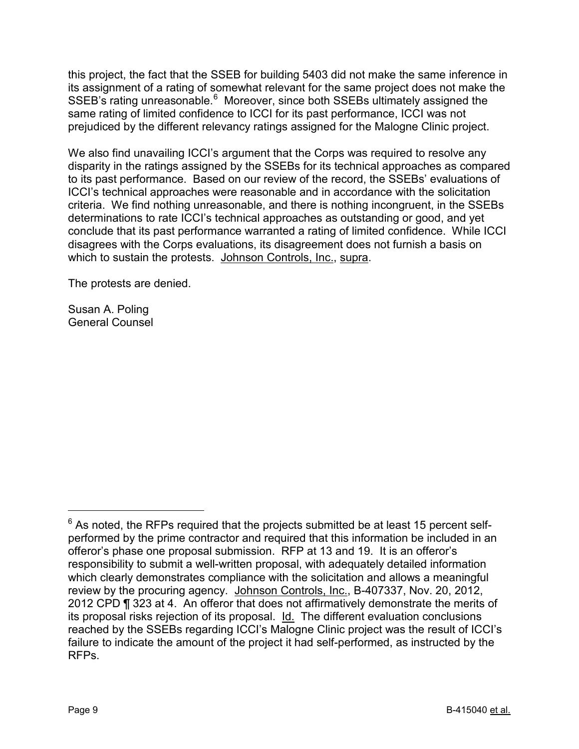this project, the fact that the SSEB for building 5403 did not make the same inference in its assignment of a rating of somewhat relevant for the same project does not make the SSEB's rating unreasonable.[6] Moreover, since both SSEBs ultimately assigned the same rating of limited confidence to ICCI for its past performance, ICCI was not prejudiced by the different relevancy ratings assigned for the Malogne Clinic project.

We also find unavailing ICCI's argument that the Corps was required to resolve any disparity in the ratings assigned by the SSEBs for its technical approaches as compared to its past performance. Based on our review of the record, the SSEBs' evaluations of ICCI's technical approaches were reasonable and in accordance with the solicitation criteria. We find nothing unreasonable, and there is nothing incongruent, in the SSEBs determinations to rate ICCI's technical approaches as outstanding or good, and yet conclude that its past performance warranted a rating of limited confidence. While ICCI disagrees with the Corps evaluations, its disagreement does not furnish a basis on which to sustain the protests. Johnson Controls, Inc., supra.

The protests are denied.

Susan A. Poling
General Counsel

[6] As noted, the RFPs required that the projects submitted be at least 15 percent self-performed by the prime contractor and required that this information be included in an offeror's phase one proposal submission. RFP at 13 and 19. It is an offeror's responsibility to submit a well-written proposal, with adequately detailed information which clearly demonstrates compliance with the solicitation and allows a meaningful review by the procuring agency. Johnson Controls, Inc., B-407337, Nov. 20, 2012, 2012 CPD ¶ 323 at 4. An offeror that does not affirmatively demonstrate the merits of its proposal risks rejection of its proposal. Id. The different evaluation conclusions reached by the SSEBs regarding ICCI's Malogne Clinic project was the result of ICCI's failure to indicate the amount of the project it had self-performed, as instructed by the RFPs.